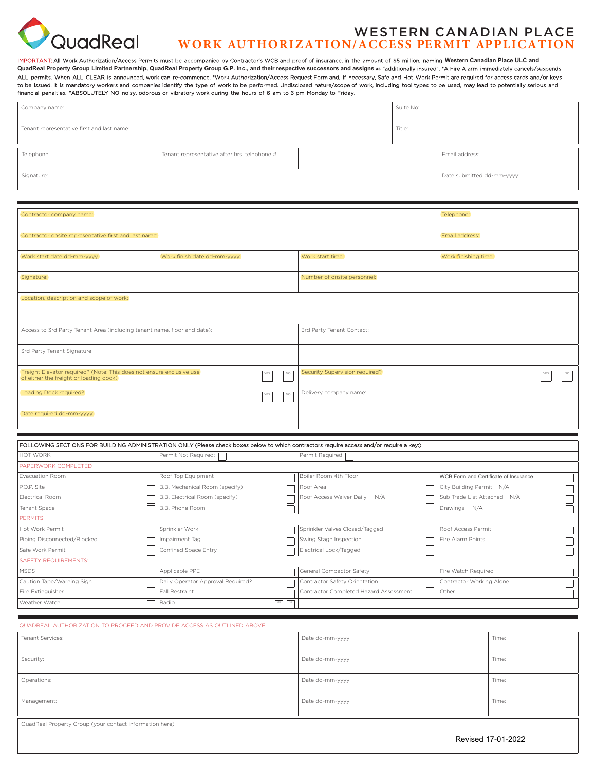QuadReal

# WESTERN CANADIAN PLACE
# WORK AUTHORIZATION/ACCESS PERMIT APPLICATION

IMPORTANT: All Work Authorization/Access Permits must be accompanied by Contractor's WCB and proof of insurance, in the amount of $5 million, naming **Western Canadian Place ULC and QuadReal Property Group Limited Partnership, QuadReal Property Group G.P. Inc., and their respective successors and assigns** as "additionally insured". *A Fire Alarm immediately cancels/suspends ALL permits. When ALL CLEAR is announced, work can re-commence. *Work Authorization/Access Request Form and, if necessary, Safe and Hot Work Permit are required for access cards and/or keys to be issued. It is mandatory workers and companies identify the type of work to be performed. Undisclosed nature/scope of work, including tool types to be used, may lead to potentially serious and financial penalties. *ABSOLUTELY NO noisy, odorous or vibratory work during the hours of 6 am to 6 pm Monday to Friday.

| Company name: | Suite No: |
|---|---|
| Tenant representative first and last name: | Title: |

| Telephone: | Tenant representative after hrs. telephone #: | | Email address: |
|---|---|---|---|
| Signature: | | | Date submitted dd-mm-yyyy: |

| Contractor company name: | | | Telephone: |
|---|---|---|---|
| Contractor onsite representative first and last name: | | | Email address: |
| Work start date dd-mm-yyyy: | Work finish date dd-mm-yyyy: | Work start time: | Work finishing time: |
| Signature: | | Number of onsite personnel: | |
| Location, description and scope of work: | | | |
| Access to 3rd Party Tenant Area (including tenant name, floor and date): | | 3rd Party Tenant Contact: | |
| 3rd Party Tenant Signature: | | | |
| Freight Elevator required? (Note: This does not ensure exclusive use of either the freight or loading dock) ☐ YES ☐ NO | | Security Supervision required? ☐ YES ☐ NO | |
| Loading Dock required? ☐ YES ☐ NO | | Delivery company name: | |
| Date required dd-mm-yyyy: | | | |

FOLLOWING SECTIONS FOR BUILDING ADMINISTRATION ONLY (Please check boxes below to which contractors require access and/or require a key:)

| HOT WORK | Permit Not Required: ☐ | Permit Required: ☐ | |
|---|---|---|---|
| **PAPERWORK COMPLETED** | | | |
| Evacuation Room ☐ | Roof Top Equipment ☐ | Boiler Room 4th Floor ☐ | WCB Form and Certificate of Insurance ☐ |
| P.O.P. Site ☐ | B.B. Mechanical Room (specify) ☐ | Roof Area ☐ | City Building Permit N/A ☐ |
| Electrical Room ☐ | B.B. Electrical Room (specify) ☐ | Roof Access Waiver Daily N/A ☐ | Sub Trade List Attached N/A ☐ |
| Tenant Space ☐ | B.B. Phone Room ☐ | | Drawings N/A ☐ |
| **PERMITS** | | | |
| Hot Work Permit ☐ | Sprinkler Work ☐ | Sprinkler Valves Closed/Tagged ☐ | Roof Access Permit ☐ |
| Piping Disconnected/Blocked ☐ | Impairment Tag ☐ | Swing Stage Inspection ☐ | Fire Alarm Points ☐ |
| Safe Work Permit ☐ | Confined Space Entry ☐ | Electrical Lock/Tagged ☐ | ☐ |
| **SAFETY REQUIREMENTS:** | | | |
| MSDS ☐ | Applicable PPE ☐ | General Compactor Safety ☐ | Fire Watch Required ☐ |
| Caution Tape/Warning Sign ☐ | Daily Operator Approval Required? ☐ | Contractor Safety Orientation ☐ | Contractor Working Alone ☐ |
| Fire Extinguisher ☐ | Fall Restraint ☐ | Contractor Completed Hazard Assessment ☐ | Other ☐ |
| Weather Watch ☐ | Radio ☐ ☐ | | |

QUADREAL AUTHORIZATION TO PROCEED AND PROVIDE ACCESS AS OUTLINED ABOVE.

| Tenant Services: | Date dd-mm-yyyy: | Time: |
|---|---|---|
| Security: | Date dd-mm-yyyy: | Time: |
| Operations: | Date dd-mm-yyyy: | Time: |
| Management: | Date dd-mm-yyyy: | Time: |

QuadReal Property Group (your contact information here)

Revised 17-01-2022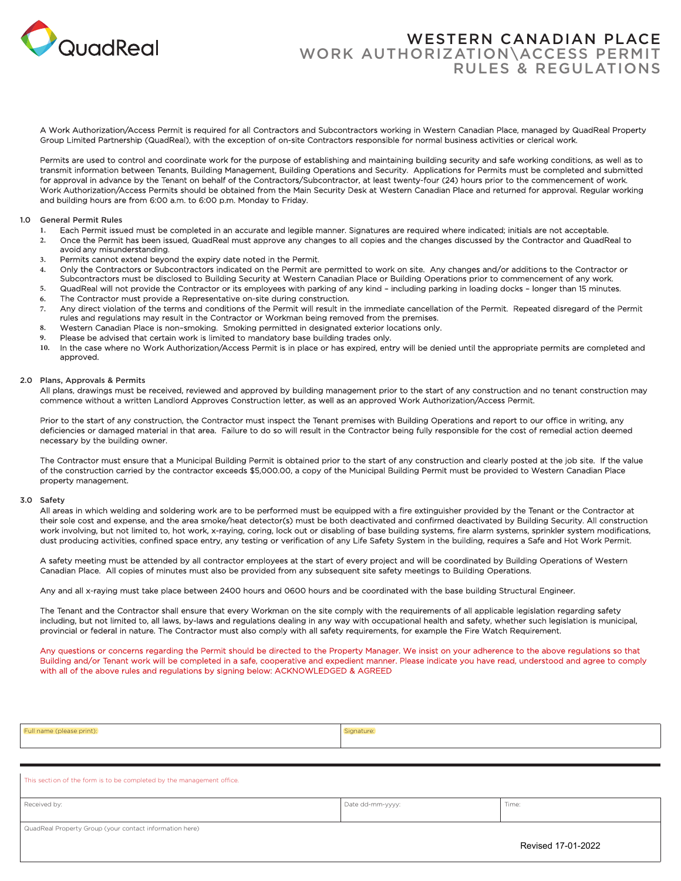QuadReal

# WESTERN CANADIAN PLACE
## WORK AUTHORIZATION\ACCESS PERMIT RULES & REGULATIONS

A Work Authorization/Access Permit is required for all Contractors and Subcontractors working in Western Canadian Place, managed by QuadReal Property Group Limited Partnership (QuadReal), with the exception of on-site Contractors responsible for normal business activities or clerical work.

Permits are used to control and coordinate work for the purpose of establishing and maintaining building security and safe working conditions, as well as to transmit information between Tenants, Building Management, Building Operations and Security. Applications for Permits must be completed and submitted for approval in advance by the Tenant on behalf of the Contractors/Subcontractor, at least twenty-four (24) hours prior to the commencement of work. Work Authorization/Access Permits should be obtained from the Main Security Desk at Western Canadian Place and returned for approval. Regular working and building hours are from 6:00 a.m. to 6:00 p.m. Monday to Friday.

### 1.0 General Permit Rules

1. Each Permit issued must be completed in an accurate and legible manner. Signatures are required where indicated; initials are not acceptable.
2. Once the Permit has been issued, QuadReal must approve any changes to all copies and the changes discussed by the Contractor and QuadReal to avoid any misunderstanding.
3. Permits cannot extend beyond the expiry date noted in the Permit.
4. Only the Contractors or Subcontractors indicated on the Permit are permitted to work on site. Any changes and/or additions to the Contractor or Subcontractors must be disclosed to Building Security at Western Canadian Place or Building Operations prior to commencement of any work.
5. QuadReal will not provide the Contractor or its employees with parking of any kind – including parking in loading docks – longer than 15 minutes.
6. The Contractor must provide a Representative on-site during construction.
7. Any direct violation of the terms and conditions of the Permit will result in the immediate cancellation of the Permit. Repeated disregard of the Permit rules and regulations may result in the Contractor or Workman being removed from the premises.
8. Western Canadian Place is non-smoking. Smoking permitted in designated exterior locations only.
9. Please be advised that certain work is limited to mandatory base building trades only.
10. In the case where no Work Authorization/Access Permit is in place or has expired, entry will be denied until the appropriate permits are completed and approved.

### 2.0 Plans, Approvals & Permits

All plans, drawings must be received, reviewed and approved by building management prior to the start of any construction and no tenant construction may commence without a written Landlord Approves Construction letter, as well as an approved Work Authorization/Access Permit.

Prior to the start of any construction, the Contractor must inspect the Tenant premises with Building Operations and report to our office in writing, any deficiencies or damaged material in that area. Failure to do so will result in the Contractor being fully responsible for the cost of remedial action deemed necessary by the building owner.

The Contractor must ensure that a Municipal Building Permit is obtained prior to the start of any construction and clearly posted at the job site. If the value of the construction carried by the contractor exceeds $5,000.00, a copy of the Municipal Building Permit must be provided to Western Canadian Place property management.

### 3.0 Safety

All areas in which welding and soldering work are to be performed must be equipped with a fire extinguisher provided by the Tenant or the Contractor at their sole cost and expense, and the area smoke/heat detector(s) must be both deactivated and confirmed deactivated by Building Security. All construction work involving, but not limited to, hot work, x-raying, coring, lock out or disabling of base building systems, fire alarm systems, sprinkler system modifications, dust producing activities, confined space entry, any testing or verification of any Life Safety System in the building, requires a Safe and Hot Work Permit.

A safety meeting must be attended by all contractor employees at the start of every project and will be coordinated by Building Operations of Western Canadian Place. All copies of minutes must also be provided from any subsequent site safety meetings to Building Operations.

Any and all x-raying must take place between 2400 hours and 0600 hours and be coordinated with the base building Structural Engineer.

The Tenant and the Contractor shall ensure that every Workman on the site comply with the requirements of all applicable legislation regarding safety including, but not limited to, all laws, by-laws and regulations dealing in any way with occupational health and safety, whether such legislation is municipal, provincial or federal in nature. The Contractor must also comply with all safety requirements, for example the Fire Watch Requirement.

Any questions or concerns regarding the Permit should be directed to the Property Manager. We insist on your adherence to the above regulations so that Building and/or Tenant work will be completed in a safe, cooperative and expedient manner. Please indicate you have read, understood and agree to comply with all of the above rules and regulations by signing below: ACKNOWLEDGED & AGREED

| Full name (please print): | Signature: |
|---|---|
| | |

This section of the form is to be completed by the management office.

| Received by: | Date dd-mm-yyyy: | Time: |
|---|---|---|
| QuadReal Property Group (your contact information here) | | |

Revised 17-01-2022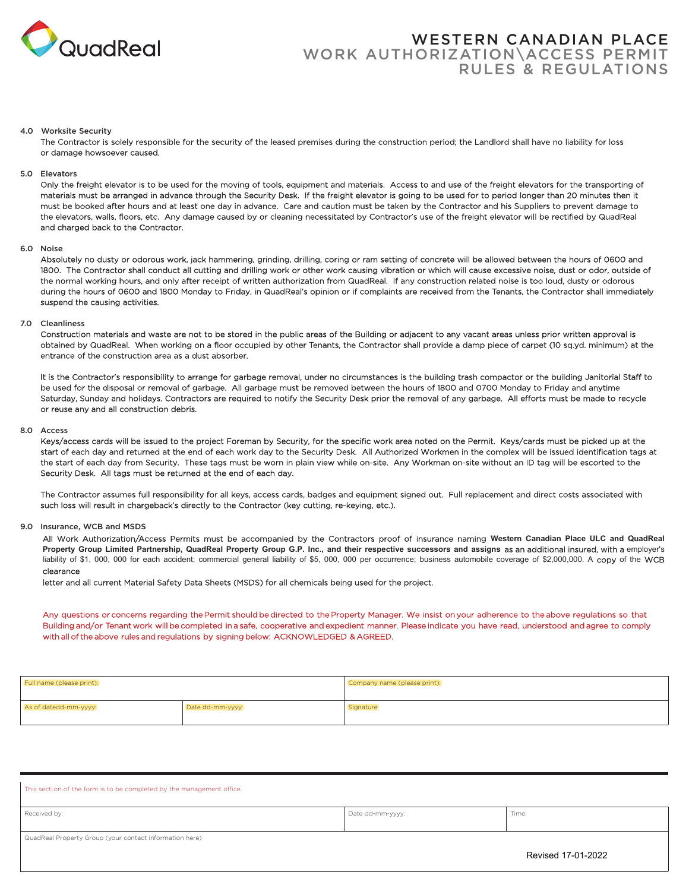# WESTERN CANADIAN PLACE
## WORK AUTHORIZATION\ACCESS PERMIT RULES & REGULATIONS

### 4.0 Worksite Security

The Contractor is solely responsible for the security of the leased premises during the construction period; the Landlord shall have no liability for loss or damage howsoever caused.

### 5.0 Elevators

Only the freight elevator is to be used for the moving of tools, equipment and materials. Access to and use of the freight elevators for the transporting of materials must be arranged in advance through the Security Desk. If the freight elevator is going to be used for to period longer than 20 minutes then it must be booked after hours and at least one day in advance. Care and caution must be taken by the Contractor and his Suppliers to prevent damage to the elevators, walls, floors, etc. Any damage caused by or cleaning necessitated by Contractor's use of the freight elevator will be rectified by QuadReal and charged back to the Contractor.

### 6.0 Noise

Absolutely no dusty or odorous work, jack hammering, grinding, drilling, coring or ram setting of concrete will be allowed between the hours of 0600 and 1800. The Contractor shall conduct all cutting and drilling work or other work causing vibration or which will cause excessive noise, dust or odor, outside of the normal working hours, and only after receipt of written authorization from QuadReal. If any construction related noise is too loud, dusty or odorous during the hours of 0600 and 1800 Monday to Friday, in QuadReal's opinion or if complaints are received from the Tenants, the Contractor shall immediately suspend the causing activities.

### 7.0 Cleanliness

Construction materials and waste are not to be stored in the public areas of the Building or adjacent to any vacant areas unless prior written approval is obtained by QuadReal. When working on a floor occupied by other Tenants, the Contractor shall provide a damp piece of carpet (10 sq.yd. minimum) at the entrance of the construction area as a dust absorber.

It is the Contractor's responsibility to arrange for garbage removal, under no circumstances is the building trash compactor or the building Janitorial Staff to be used for the disposal or removal of garbage. All garbage must be removed between the hours of 1800 and 0700 Monday to Friday and anytime Saturday, Sunday and holidays. Contractors are required to notify the Security Desk prior the removal of any garbage. All efforts must be made to recycle or reuse any and all construction debris.

### 8.0 Access

Keys/access cards will be issued to the project Foreman by Security, for the specific work area noted on the Permit. Keys/cards must be picked up at the start of each day and returned at the end of each work day to the Security Desk. All Authorized Workmen in the complex will be issued identification tags at the start of each day from Security. These tags must be worn in plain view while on-site. Any Workman on-site without an ID tag will be escorted to the Security Desk. All tags must be returned at the end of each day.

The Contractor assumes full responsibility for all keys, access cards, badges and equipment signed out. Full replacement and direct costs associated with such loss will result in chargeback's directly to the Contractor (key cutting, re-keying, etc.).

### 9.0 Insurance, WCB and MSDS

All Work Authorization/Access Permits must be accompanied by the Contractors proof of insurance naming **Western Canadian Place ULC and QuadReal Property Group Limited Partnership, QuadReal Property Group G.P. Inc., and their respective successors and assigns** as an additional insured, with a employer's liability of $1, 000, 000 for each accident; commercial general liability of $5, 000, 000 per occurrence; business automobile coverage of $2,000,000. A copy of the WCB clearance letter and all current Material Safety Data Sheets (MSDS) for all chemicals being used for the project.

Any questions or concerns regarding the Permit should be directed to the Property Manager. We insist on your adherence to the above regulations so that Building and/or Tenant work will be completed in a safe, cooperative and expedient manner. Please indicate you have read, understood and agree to comply with all of the above rules and regulations by signing below: ACKNOWLEDGED & AGREED.

| | | |
|---|---|---|
| Full name (please print): | | Company name (please print): |
| As of datedd-mm-yyyy: | Date dd-mm-yyyy: | Signature: |

This section of the form is to be completed by the management office.

| | | |
|---|---|---|
| Received by: | Date dd-mm-yyyy: | Time: |
| QuadReal Property Group (your contact information here) | | |

Revised 17-01-2022